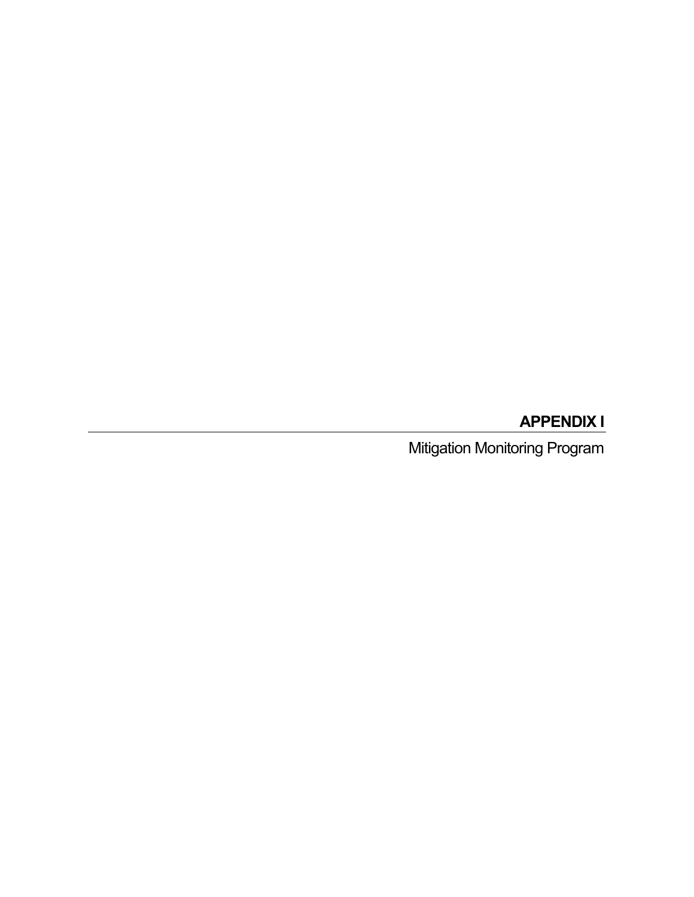# APPENDIX I

Mitigation Monitoring Program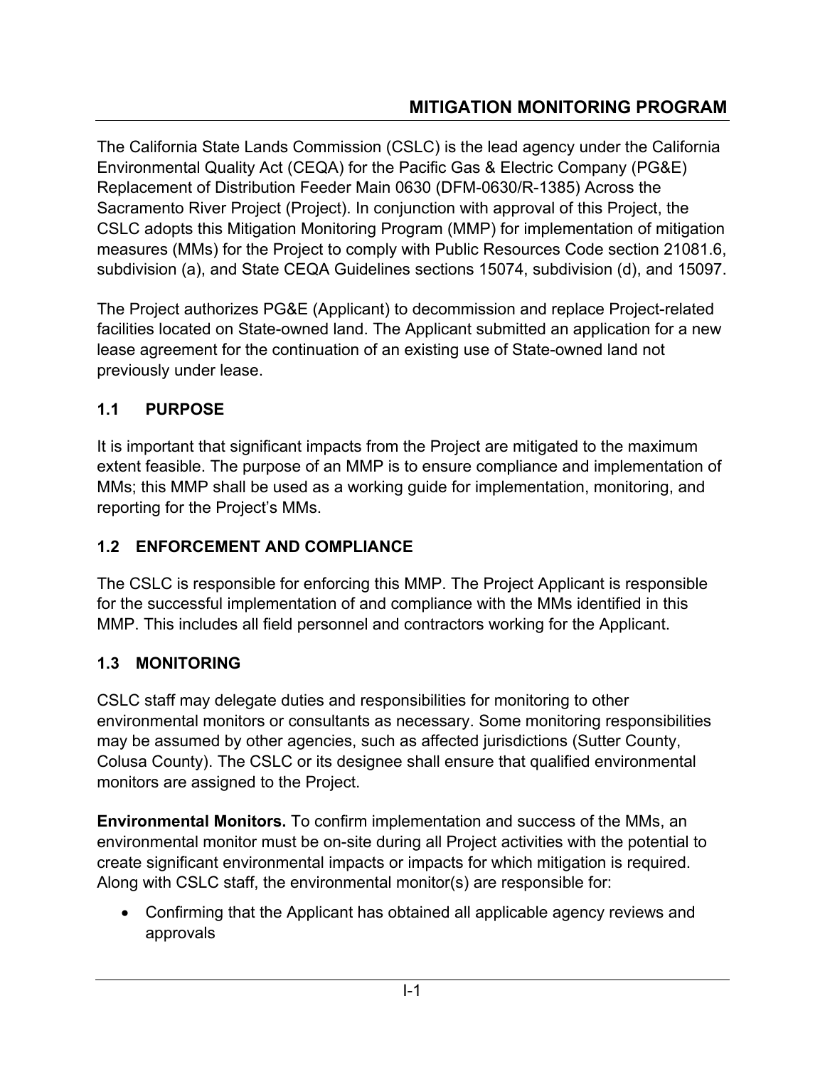# MITIGATION MONITORING PROGRAM

The California State Lands Commission (CSLC) is the lead agency under the California Environmental Quality Act (CEQA) for the Pacific Gas & Electric Company (PG&E) Replacement of Distribution Feeder Main 0630 (DFM-0630/R-1385) Across the Sacramento River Project (Project). In conjunction with approval of this Project, the CSLC adopts this Mitigation Monitoring Program (MMP) for implementation of mitigation measures (MMs) for the Project to comply with Public Resources Code section 21081.6, subdivision (a), and State CEQA Guidelines sections 15074, subdivision (d), and 15097.

The Project authorizes PG&E (Applicant) to decommission and replace Project-related facilities located on State-owned land. The Applicant submitted an application for a new lease agreement for the continuation of an existing use of State-owned land not previously under lease.

## 1.1 PURPOSE

It is important that significant impacts from the Project are mitigated to the maximum extent feasible. The purpose of an MMP is to ensure compliance and implementation of MMs; this MMP shall be used as a working guide for implementation, monitoring, and reporting for the Project's MMs.

## 1.2 ENFORCEMENT AND COMPLIANCE

The CSLC is responsible for enforcing this MMP. The Project Applicant is responsible for the successful implementation of and compliance with the MMs identified in this MMP. This includes all field personnel and contractors working for the Applicant.

## 1.3 MONITORING

CSLC staff may delegate duties and responsibilities for monitoring to other environmental monitors or consultants as necessary. Some monitoring responsibilities may be assumed by other agencies, such as affected jurisdictions (Sutter County, Colusa County). The CSLC or its designee shall ensure that qualified environmental monitors are assigned to the Project.

**Environmental Monitors.** To confirm implementation and success of the MMs, an environmental monitor must be on-site during all Project activities with the potential to create significant environmental impacts or impacts for which mitigation is required. Along with CSLC staff, the environmental monitor(s) are responsible for:

- Confirming that the Applicant has obtained all applicable agency reviews and approvals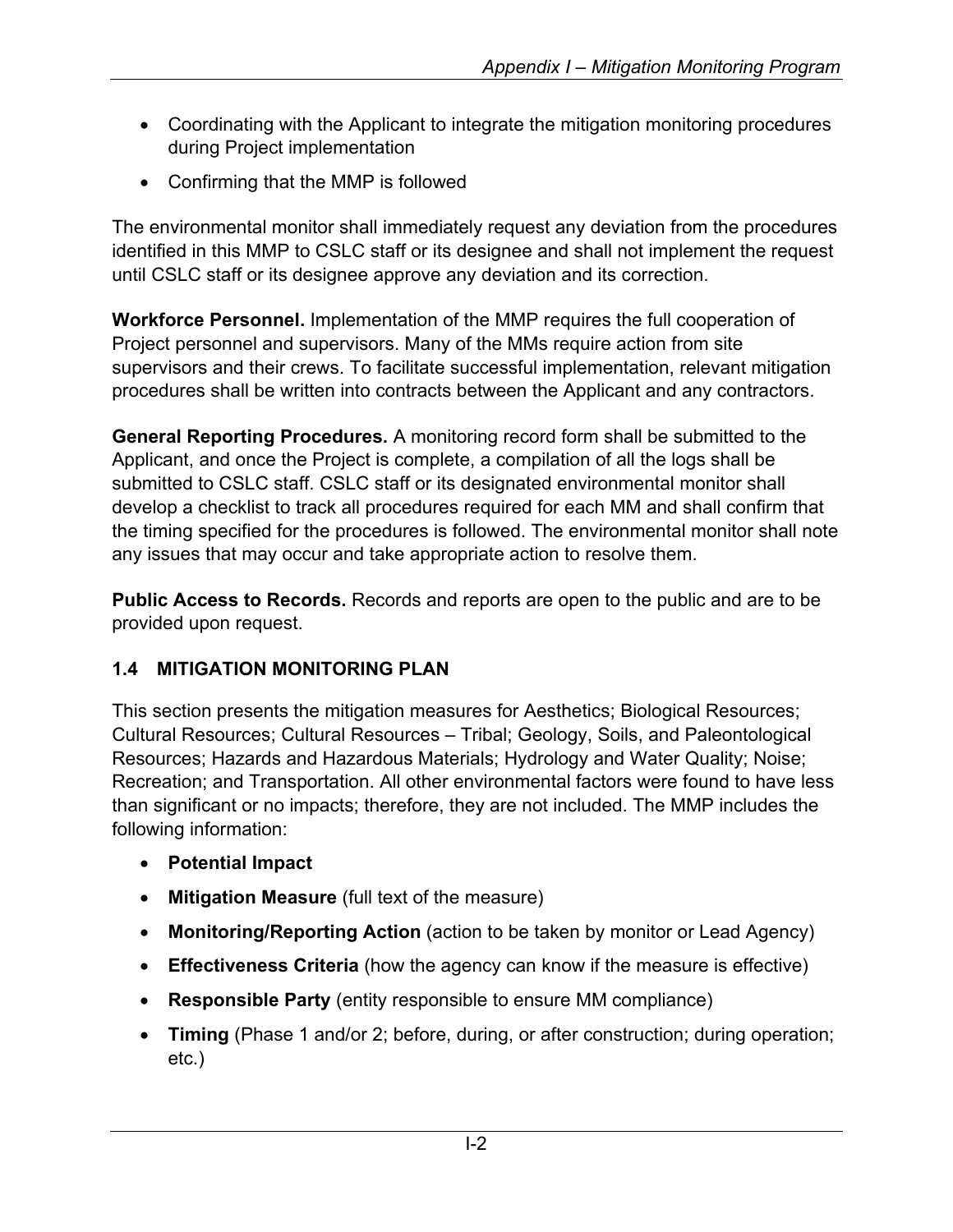- Coordinating with the Applicant to integrate the mitigation monitoring procedures during Project implementation
- Confirming that the MMP is followed

The environmental monitor shall immediately request any deviation from the procedures identified in this MMP to CSLC staff or its designee and shall not implement the request until CSLC staff or its designee approve any deviation and its correction.

**Workforce Personnel.** Implementation of the MMP requires the full cooperation of Project personnel and supervisors. Many of the MMs require action from site supervisors and their crews. To facilitate successful implementation, relevant mitigation procedures shall be written into contracts between the Applicant and any contractors.

**General Reporting Procedures.** A monitoring record form shall be submitted to the Applicant, and once the Project is complete, a compilation of all the logs shall be submitted to CSLC staff. CSLC staff or its designated environmental monitor shall develop a checklist to track all procedures required for each MM and shall confirm that the timing specified for the procedures is followed. The environmental monitor shall note any issues that may occur and take appropriate action to resolve them.

**Public Access to Records.** Records and reports are open to the public and are to be provided upon request.

## 1.4 MITIGATION MONITORING PLAN

This section presents the mitigation measures for Aesthetics; Biological Resources; Cultural Resources; Cultural Resources – Tribal; Geology, Soils, and Paleontological Resources; Hazards and Hazardous Materials; Hydrology and Water Quality; Noise; Recreation; and Transportation. All other environmental factors were found to have less than significant or no impacts; therefore, they are not included. The MMP includes the following information:

- **Potential Impact**
- **Mitigation Measure** (full text of the measure)
- **Monitoring/Reporting Action** (action to be taken by monitor or Lead Agency)
- **Effectiveness Criteria** (how the agency can know if the measure is effective)
- **Responsible Party** (entity responsible to ensure MM compliance)
- **Timing** (Phase 1 and/or 2; before, during, or after construction; during operation; etc.)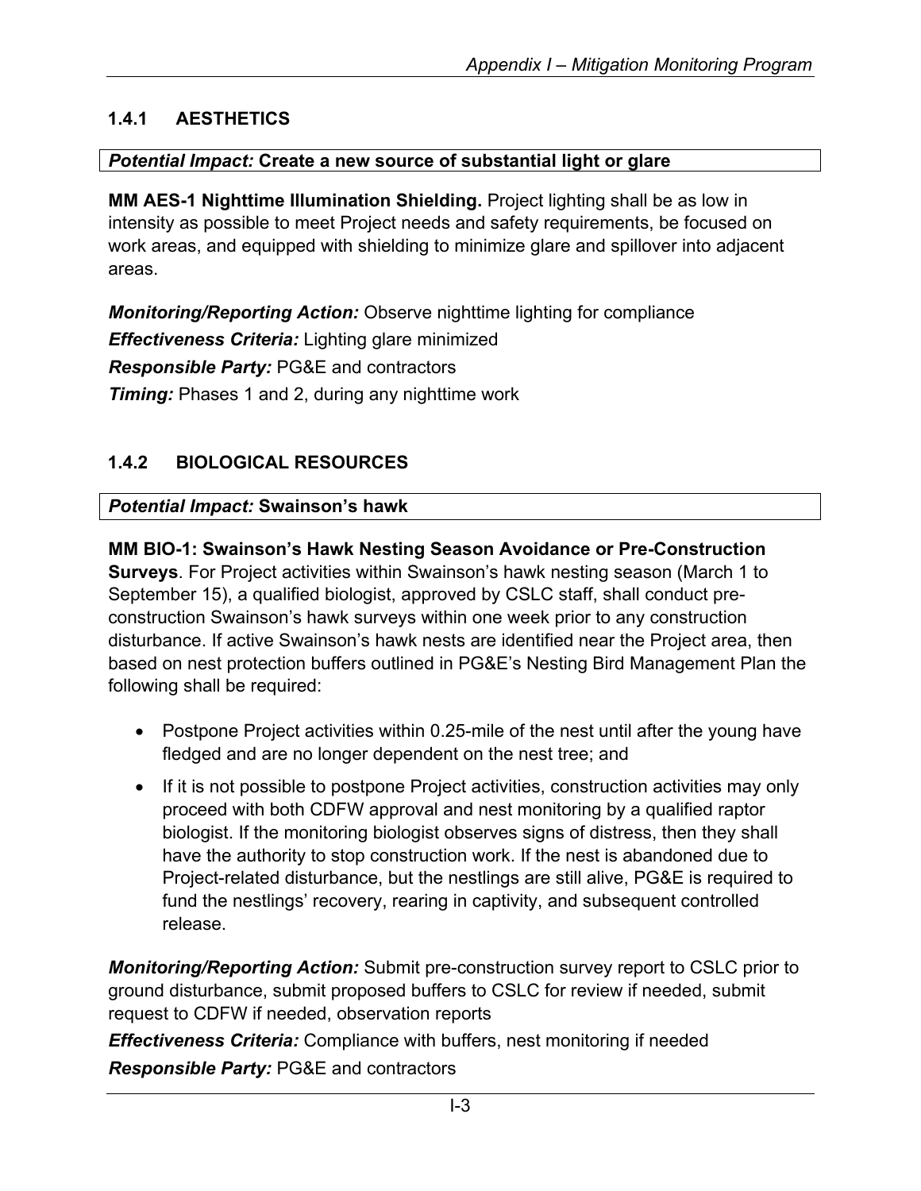### 1.4.1 AESTHETICS

| *Potential Impact:* **Create a new source of substantial light or glare** |
|---|

**MM AES-1 Nighttime Illumination Shielding.** Project lighting shall be as low in intensity as possible to meet Project needs and safety requirements, be focused on work areas, and equipped with shielding to minimize glare and spillover into adjacent areas.

***Monitoring/Reporting Action:*** Observe nighttime lighting for compliance

***Effectiveness Criteria:*** Lighting glare minimized

***Responsible Party:*** PG&E and contractors

***Timing:*** Phases 1 and 2, during any nighttime work

### 1.4.2 BIOLOGICAL RESOURCES

| *Potential Impact:* **Swainson's hawk** |
|---|

**MM BIO-1: Swainson's Hawk Nesting Season Avoidance or Pre-Construction Surveys**. For Project activities within Swainson's hawk nesting season (March 1 to September 15), a qualified biologist, approved by CSLC staff, shall conduct pre-construction Swainson's hawk surveys within one week prior to any construction disturbance. If active Swainson's hawk nests are identified near the Project area, then based on nest protection buffers outlined in PG&E's Nesting Bird Management Plan the following shall be required:

- Postpone Project activities within 0.25-mile of the nest until after the young have fledged and are no longer dependent on the nest tree; and
- If it is not possible to postpone Project activities, construction activities may only proceed with both CDFW approval and nest monitoring by a qualified raptor biologist. If the monitoring biologist observes signs of distress, then they shall have the authority to stop construction work. If the nest is abandoned due to Project-related disturbance, but the nestlings are still alive, PG&E is required to fund the nestlings' recovery, rearing in captivity, and subsequent controlled release.

***Monitoring/Reporting Action:*** Submit pre-construction survey report to CSLC prior to ground disturbance, submit proposed buffers to CSLC for review if needed, submit request to CDFW if needed, observation reports

***Effectiveness Criteria:*** Compliance with buffers, nest monitoring if needed

***Responsible Party:*** PG&E and contractors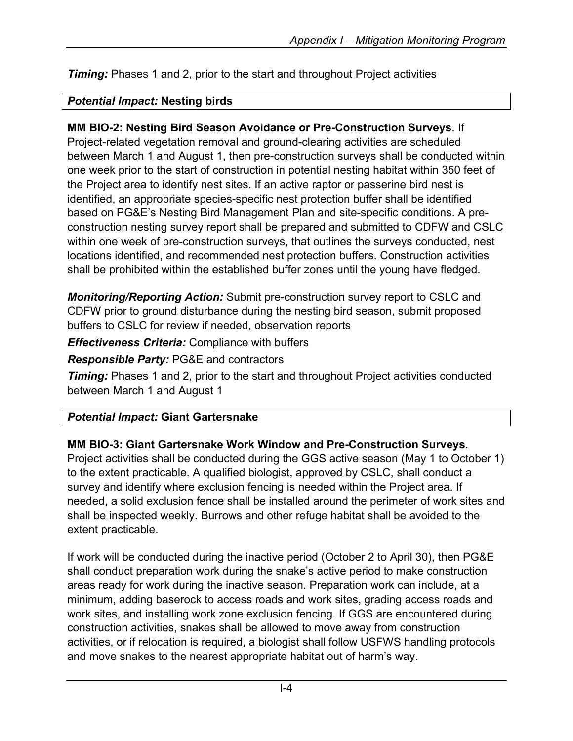***Timing:*** Phases 1 and 2, prior to the start and throughout Project activities

| ***Potential Impact:*** **Nesting birds** |
|---|

**MM BIO-2: Nesting Bird Season Avoidance or Pre-Construction Surveys**. If Project-related vegetation removal and ground-clearing activities are scheduled between March 1 and August 1, then pre-construction surveys shall be conducted within one week prior to the start of construction in potential nesting habitat within 350 feet of the Project area to identify nest sites. If an active raptor or passerine bird nest is identified, an appropriate species-specific nest protection buffer shall be identified based on PG&E's Nesting Bird Management Plan and site-specific conditions. A pre-construction nesting survey report shall be prepared and submitted to CDFW and CSLC within one week of pre-construction surveys, that outlines the surveys conducted, nest locations identified, and recommended nest protection buffers. Construction activities shall be prohibited within the established buffer zones until the young have fledged.

***Monitoring/Reporting Action:*** Submit pre-construction survey report to CSLC and CDFW prior to ground disturbance during the nesting bird season, submit proposed buffers to CSLC for review if needed, observation reports

***Effectiveness Criteria:*** Compliance with buffers

***Responsible Party:*** PG&E and contractors

***Timing:*** Phases 1 and 2, prior to the start and throughout Project activities conducted between March 1 and August 1

| ***Potential Impact:*** **Giant Gartersnake** |
|---|

**MM BIO-3: Giant Gartersnake Work Window and Pre-Construction Surveys**. Project activities shall be conducted during the GGS active season (May 1 to October 1) to the extent practicable. A qualified biologist, approved by CSLC, shall conduct a survey and identify where exclusion fencing is needed within the Project area. If needed, a solid exclusion fence shall be installed around the perimeter of work sites and shall be inspected weekly. Burrows and other refuge habitat shall be avoided to the extent practicable.

If work will be conducted during the inactive period (October 2 to April 30), then PG&E shall conduct preparation work during the snake's active period to make construction areas ready for work during the inactive season. Preparation work can include, at a minimum, adding baserock to access roads and work sites, grading access roads and work sites, and installing work zone exclusion fencing. If GGS are encountered during construction activities, snakes shall be allowed to move away from construction activities, or if relocation is required, a biologist shall follow USFWS handling protocols and move snakes to the nearest appropriate habitat out of harm's way.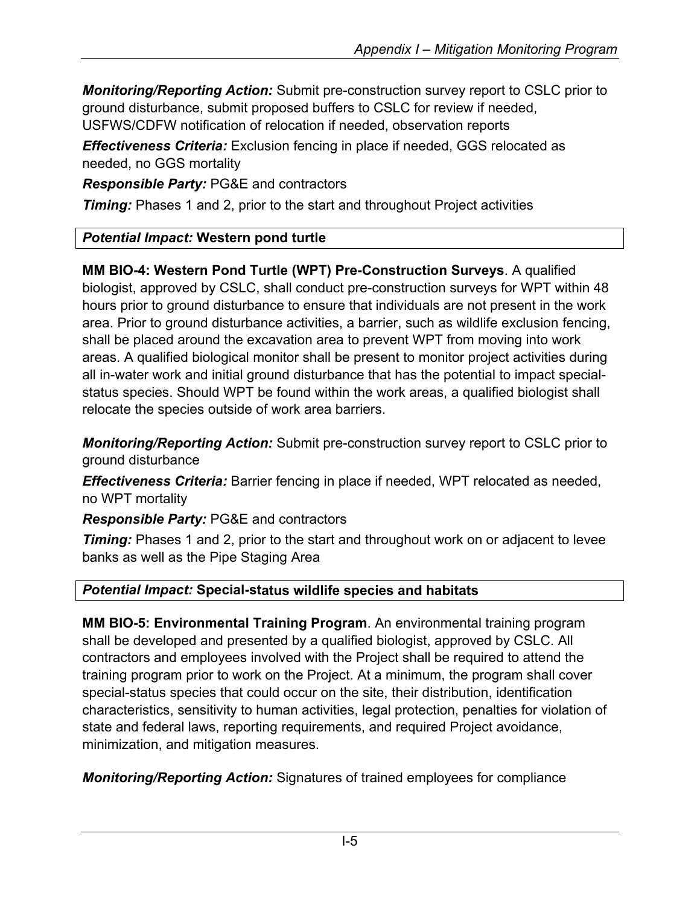***Monitoring/Reporting Action:*** Submit pre-construction survey report to CSLC prior to ground disturbance, submit proposed buffers to CSLC for review if needed, USFWS/CDFW notification of relocation if needed, observation reports

***Effectiveness Criteria:*** Exclusion fencing in place if needed, GGS relocated as needed, no GGS mortality

***Responsible Party:*** PG&E and contractors

***Timing:*** Phases 1 and 2, prior to the start and throughout Project activities

| ***Potential Impact:*** **Western pond turtle** |
|---|

**MM BIO-4: Western Pond Turtle (WPT) Pre-Construction Surveys**. A qualified biologist, approved by CSLC, shall conduct pre-construction surveys for WPT within 48 hours prior to ground disturbance to ensure that individuals are not present in the work area. Prior to ground disturbance activities, a barrier, such as wildlife exclusion fencing, shall be placed around the excavation area to prevent WPT from moving into work areas. A qualified biological monitor shall be present to monitor project activities during all in-water work and initial ground disturbance that has the potential to impact special-status species. Should WPT be found within the work areas, a qualified biologist shall relocate the species outside of work area barriers.

***Monitoring/Reporting Action:*** Submit pre-construction survey report to CSLC prior to ground disturbance

***Effectiveness Criteria:*** Barrier fencing in place if needed, WPT relocated as needed, no WPT mortality

***Responsible Party:*** PG&E and contractors

***Timing:*** Phases 1 and 2, prior to the start and throughout work on or adjacent to levee banks as well as the Pipe Staging Area

| ***Potential Impact:*** **Special-status wildlife species and habitats** |
|---|

**MM BIO-5: Environmental Training Program**. An environmental training program shall be developed and presented by a qualified biologist, approved by CSLC. All contractors and employees involved with the Project shall be required to attend the training program prior to work on the Project. At a minimum, the program shall cover special-status species that could occur on the site, their distribution, identification characteristics, sensitivity to human activities, legal protection, penalties for violation of state and federal laws, reporting requirements, and required Project avoidance, minimization, and mitigation measures.

***Monitoring/Reporting Action:*** Signatures of trained employees for compliance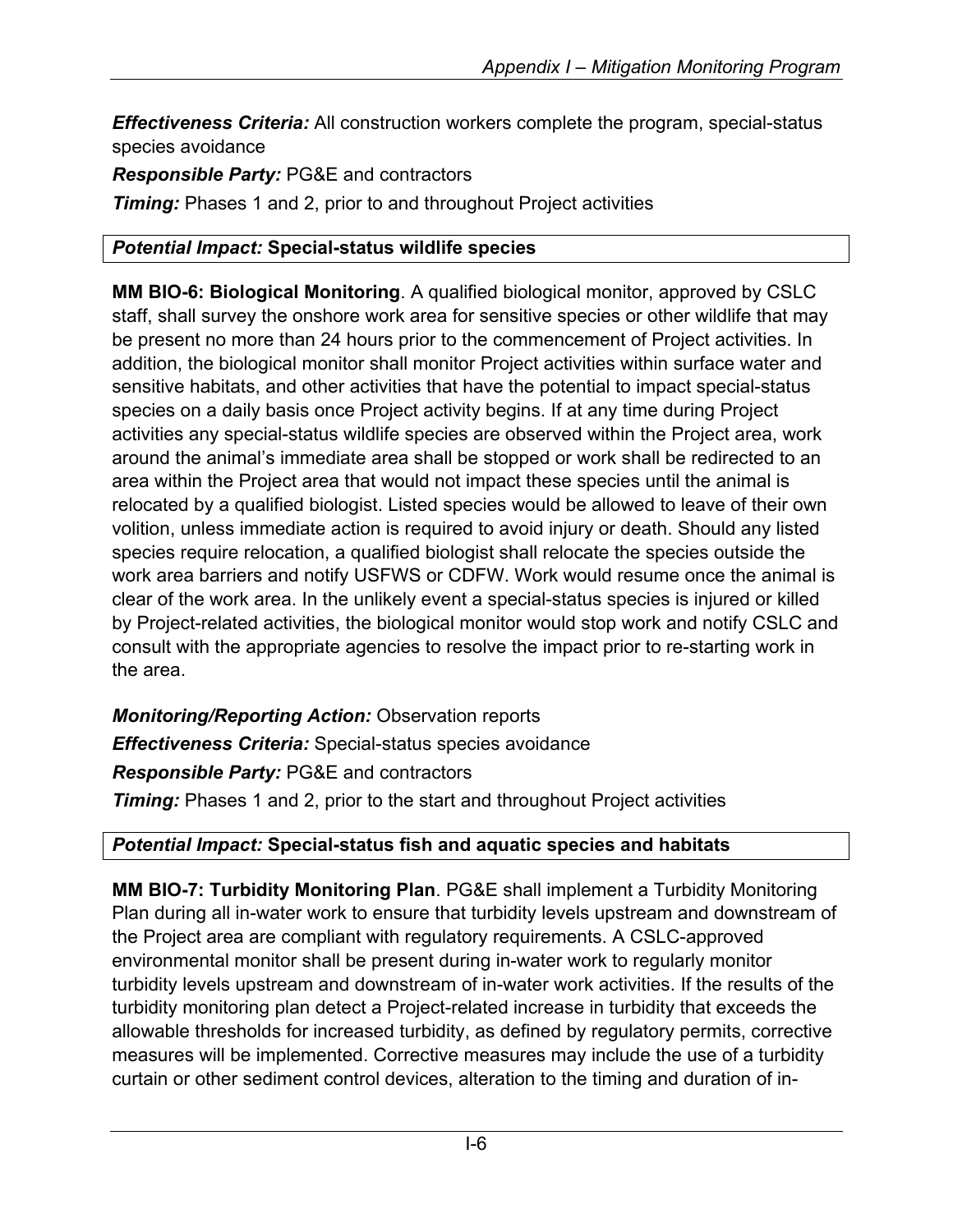***Effectiveness Criteria:*** All construction workers complete the program, special-status species avoidance

***Responsible Party:*** PG&E and contractors

***Timing:*** Phases 1 and 2, prior to and throughout Project activities

| ***Potential Impact:*** **Special-status wildlife species** |
|---|

**MM BIO-6: Biological Monitoring**. A qualified biological monitor, approved by CSLC staff, shall survey the onshore work area for sensitive species or other wildlife that may be present no more than 24 hours prior to the commencement of Project activities. In addition, the biological monitor shall monitor Project activities within surface water and sensitive habitats, and other activities that have the potential to impact special-status species on a daily basis once Project activity begins. If at any time during Project activities any special-status wildlife species are observed within the Project area, work around the animal's immediate area shall be stopped or work shall be redirected to an area within the Project area that would not impact these species until the animal is relocated by a qualified biologist. Listed species would be allowed to leave of their own volition, unless immediate action is required to avoid injury or death. Should any listed species require relocation, a qualified biologist shall relocate the species outside the work area barriers and notify USFWS or CDFW. Work would resume once the animal is clear of the work area. In the unlikely event a special-status species is injured or killed by Project-related activities, the biological monitor would stop work and notify CSLC and consult with the appropriate agencies to resolve the impact prior to re-starting work in the area.

***Monitoring/Reporting Action:*** Observation reports

***Effectiveness Criteria:*** Special-status species avoidance

***Responsible Party:*** PG&E and contractors

***Timing:*** Phases 1 and 2, prior to the start and throughout Project activities

| ***Potential Impact:*** **Special-status fish and aquatic species and habitats** |
|---|

**MM BIO-7: Turbidity Monitoring Plan**. PG&E shall implement a Turbidity Monitoring Plan during all in-water work to ensure that turbidity levels upstream and downstream of the Project area are compliant with regulatory requirements. A CSLC-approved environmental monitor shall be present during in-water work to regularly monitor turbidity levels upstream and downstream of in-water work activities. If the results of the turbidity monitoring plan detect a Project-related increase in turbidity that exceeds the allowable thresholds for increased turbidity, as defined by regulatory permits, corrective measures will be implemented. Corrective measures may include the use of a turbidity curtain or other sediment control devices, alteration to the timing and duration of in-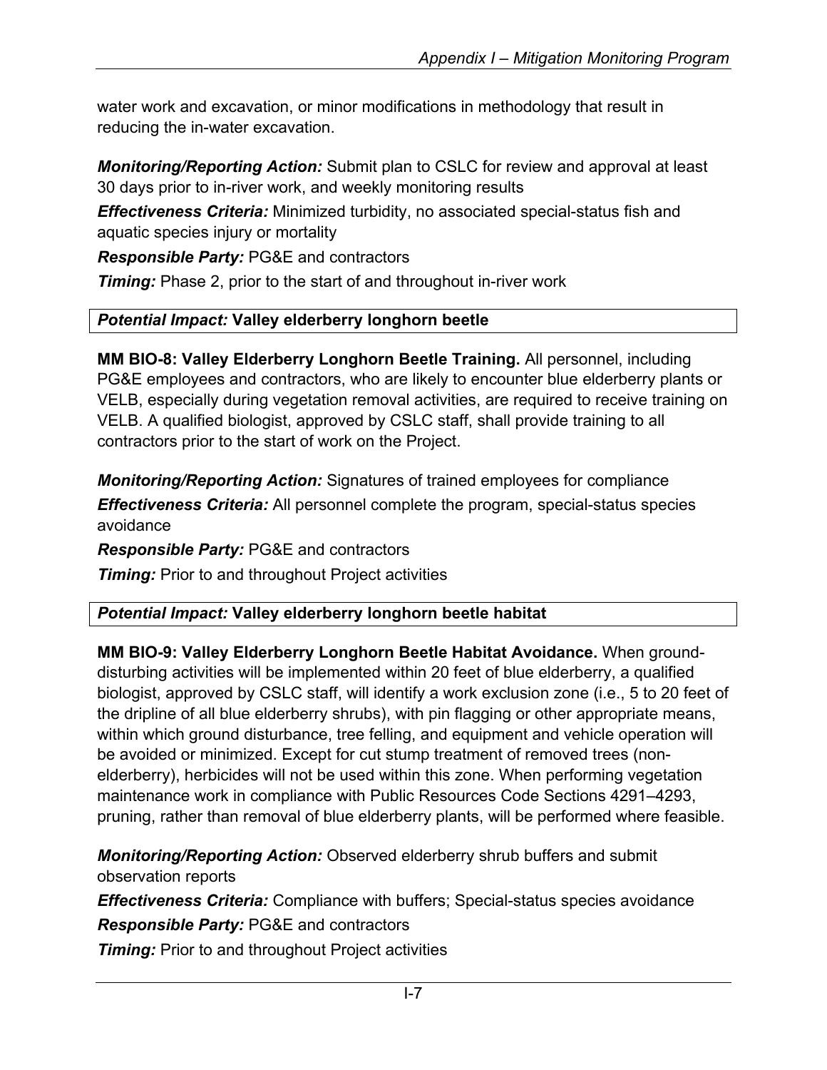water work and excavation, or minor modifications in methodology that result in reducing the in-water excavation.

***Monitoring/Reporting Action:*** Submit plan to CSLC for review and approval at least 30 days prior to in-river work, and weekly monitoring results

***Effectiveness Criteria:*** Minimized turbidity, no associated special-status fish and aquatic species injury or mortality

***Responsible Party:*** PG&E and contractors

***Timing:*** Phase 2, prior to the start of and throughout in-river work

*Potential Impact:* **Valley elderberry longhorn beetle**

**MM BIO-8: Valley Elderberry Longhorn Beetle Training.** All personnel, including PG&E employees and contractors, who are likely to encounter blue elderberry plants or VELB, especially during vegetation removal activities, are required to receive training on VELB. A qualified biologist, approved by CSLC staff, shall provide training to all contractors prior to the start of work on the Project.

***Monitoring/Reporting Action:*** Signatures of trained employees for compliance

***Effectiveness Criteria:*** All personnel complete the program, special-status species avoidance

***Responsible Party:*** PG&E and contractors

***Timing:*** Prior to and throughout Project activities

*Potential Impact:* **Valley elderberry longhorn beetle habitat**

**MM BIO-9: Valley Elderberry Longhorn Beetle Habitat Avoidance.** When ground-disturbing activities will be implemented within 20 feet of blue elderberry, a qualified biologist, approved by CSLC staff, will identify a work exclusion zone (i.e., 5 to 20 feet of the dripline of all blue elderberry shrubs), with pin flagging or other appropriate means, within which ground disturbance, tree felling, and equipment and vehicle operation will be avoided or minimized. Except for cut stump treatment of removed trees (non-elderberry), herbicides will not be used within this zone. When performing vegetation maintenance work in compliance with Public Resources Code Sections 4291–4293, pruning, rather than removal of blue elderberry plants, will be performed where feasible.

***Monitoring/Reporting Action:*** Observed elderberry shrub buffers and submit observation reports

***Effectiveness Criteria:*** Compliance with buffers; Special-status species avoidance

***Responsible Party:*** PG&E and contractors

***Timing:*** Prior to and throughout Project activities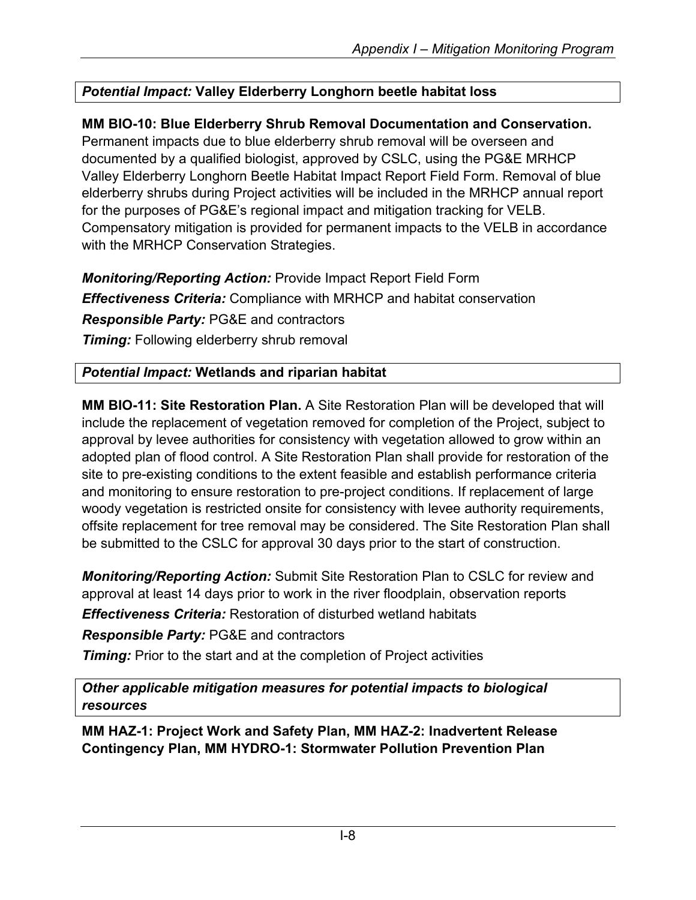***Potential Impact:* Valley Elderberry Longhorn beetle habitat loss**

**MM BIO-10: Blue Elderberry Shrub Removal Documentation and Conservation.** Permanent impacts due to blue elderberry shrub removal will be overseen and documented by a qualified biologist, approved by CSLC, using the PG&E MRHCP Valley Elderberry Longhorn Beetle Habitat Impact Report Field Form. Removal of blue elderberry shrubs during Project activities will be included in the MRHCP annual report for the purposes of PG&E's regional impact and mitigation tracking for VELB. Compensatory mitigation is provided for permanent impacts to the VELB in accordance with the MRHCP Conservation Strategies.

***Monitoring/Reporting Action:*** Provide Impact Report Field Form

***Effectiveness Criteria:*** Compliance with MRHCP and habitat conservation

***Responsible Party:*** PG&E and contractors

***Timing:*** Following elderberry shrub removal

***Potential Impact:* Wetlands and riparian habitat**

**MM BIO-11: Site Restoration Plan.** A Site Restoration Plan will be developed that will include the replacement of vegetation removed for completion of the Project, subject to approval by levee authorities for consistency with vegetation allowed to grow within an adopted plan of flood control. A Site Restoration Plan shall provide for restoration of the site to pre-existing conditions to the extent feasible and establish performance criteria and monitoring to ensure restoration to pre-project conditions. If replacement of large woody vegetation is restricted onsite for consistency with levee authority requirements, offsite replacement for tree removal may be considered. The Site Restoration Plan shall be submitted to the CSLC for approval 30 days prior to the start of construction.

***Monitoring/Reporting Action:*** Submit Site Restoration Plan to CSLC for review and approval at least 14 days prior to work in the river floodplain, observation reports

***Effectiveness Criteria:*** Restoration of disturbed wetland habitats

***Responsible Party:*** PG&E and contractors

***Timing:*** Prior to the start and at the completion of Project activities

***Other applicable mitigation measures for potential impacts to biological resources***

**MM HAZ-1: Project Work and Safety Plan, MM HAZ-2: Inadvertent Release Contingency Plan, MM HYDRO-1: Stormwater Pollution Prevention Plan**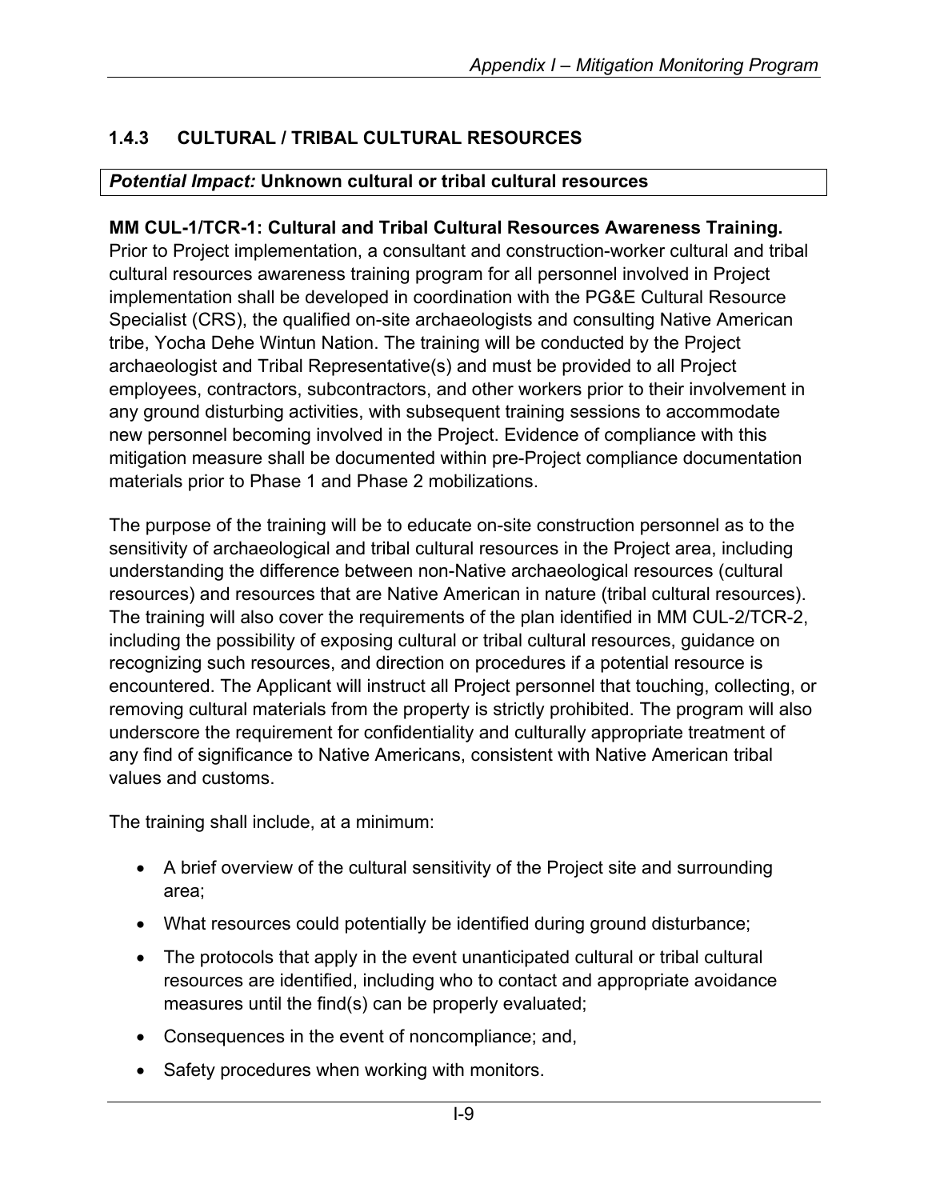### 1.4.3 CULTURAL / TRIBAL CULTURAL RESOURCES

| *Potential Impact:* **Unknown cultural or tribal cultural resources** |
|---|

**MM CUL-1/TCR-1: Cultural and Tribal Cultural Resources Awareness Training.** Prior to Project implementation, a consultant and construction-worker cultural and tribal cultural resources awareness training program for all personnel involved in Project implementation shall be developed in coordination with the PG&E Cultural Resource Specialist (CRS), the qualified on-site archaeologists and consulting Native American tribe, Yocha Dehe Wintun Nation. The training will be conducted by the Project archaeologist and Tribal Representative(s) and must be provided to all Project employees, contractors, subcontractors, and other workers prior to their involvement in any ground disturbing activities, with subsequent training sessions to accommodate new personnel becoming involved in the Project. Evidence of compliance with this mitigation measure shall be documented within pre-Project compliance documentation materials prior to Phase 1 and Phase 2 mobilizations.

The purpose of the training will be to educate on-site construction personnel as to the sensitivity of archaeological and tribal cultural resources in the Project area, including understanding the difference between non-Native archaeological resources (cultural resources) and resources that are Native American in nature (tribal cultural resources). The training will also cover the requirements of the plan identified in MM CUL-2/TCR-2, including the possibility of exposing cultural or tribal cultural resources, guidance on recognizing such resources, and direction on procedures if a potential resource is encountered. The Applicant will instruct all Project personnel that touching, collecting, or removing cultural materials from the property is strictly prohibited. The program will also underscore the requirement for confidentiality and culturally appropriate treatment of any find of significance to Native Americans, consistent with Native American tribal values and customs.

The training shall include, at a minimum:

- A brief overview of the cultural sensitivity of the Project site and surrounding area;
- What resources could potentially be identified during ground disturbance;
- The protocols that apply in the event unanticipated cultural or tribal cultural resources are identified, including who to contact and appropriate avoidance measures until the find(s) can be properly evaluated;
- Consequences in the event of noncompliance; and,
- Safety procedures when working with monitors.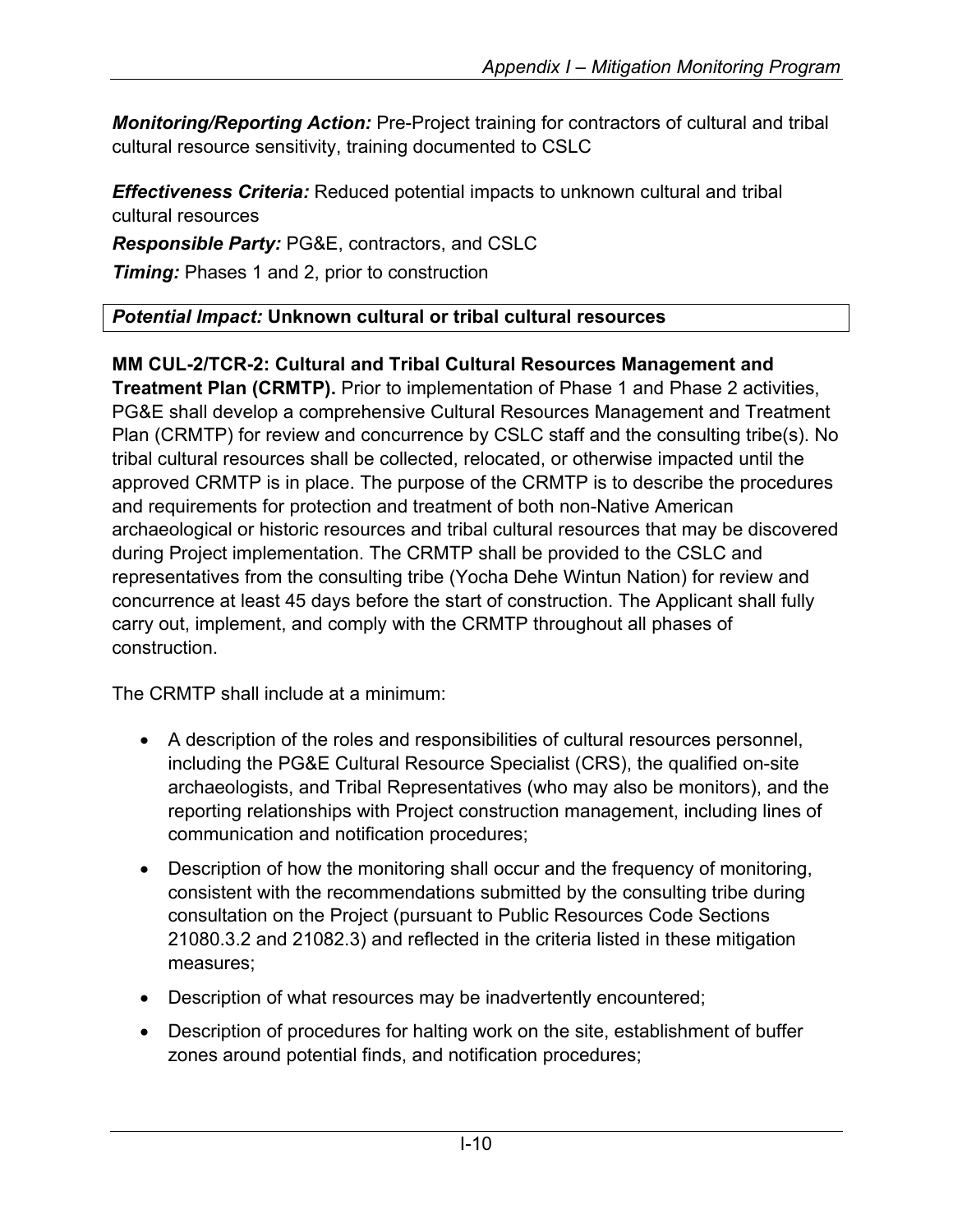***Monitoring/Reporting Action:*** Pre-Project training for contractors of cultural and tribal cultural resource sensitivity, training documented to CSLC

***Effectiveness Criteria:*** Reduced potential impacts to unknown cultural and tribal cultural resources

***Responsible Party:*** PG&E, contractors, and CSLC

***Timing:*** Phases 1 and 2, prior to construction

| ***Potential Impact:*** **Unknown cultural or tribal cultural resources** |
|---|

**MM CUL-2/TCR-2: Cultural and Tribal Cultural Resources Management and Treatment Plan (CRMTP).** Prior to implementation of Phase 1 and Phase 2 activities, PG&E shall develop a comprehensive Cultural Resources Management and Treatment Plan (CRMTP) for review and concurrence by CSLC staff and the consulting tribe(s). No tribal cultural resources shall be collected, relocated, or otherwise impacted until the approved CRMTP is in place. The purpose of the CRMTP is to describe the procedures and requirements for protection and treatment of both non-Native American archaeological or historic resources and tribal cultural resources that may be discovered during Project implementation. The CRMTP shall be provided to the CSLC and representatives from the consulting tribe (Yocha Dehe Wintun Nation) for review and concurrence at least 45 days before the start of construction. The Applicant shall fully carry out, implement, and comply with the CRMTP throughout all phases of construction.

The CRMTP shall include at a minimum:

- A description of the roles and responsibilities of cultural resources personnel, including the PG&E Cultural Resource Specialist (CRS), the qualified on-site archaeologists, and Tribal Representatives (who may also be monitors), and the reporting relationships with Project construction management, including lines of communication and notification procedures;
- Description of how the monitoring shall occur and the frequency of monitoring, consistent with the recommendations submitted by the consulting tribe during consultation on the Project (pursuant to Public Resources Code Sections 21080.3.2 and 21082.3) and reflected in the criteria listed in these mitigation measures;
- Description of what resources may be inadvertently encountered;
- Description of procedures for halting work on the site, establishment of buffer zones around potential finds, and notification procedures;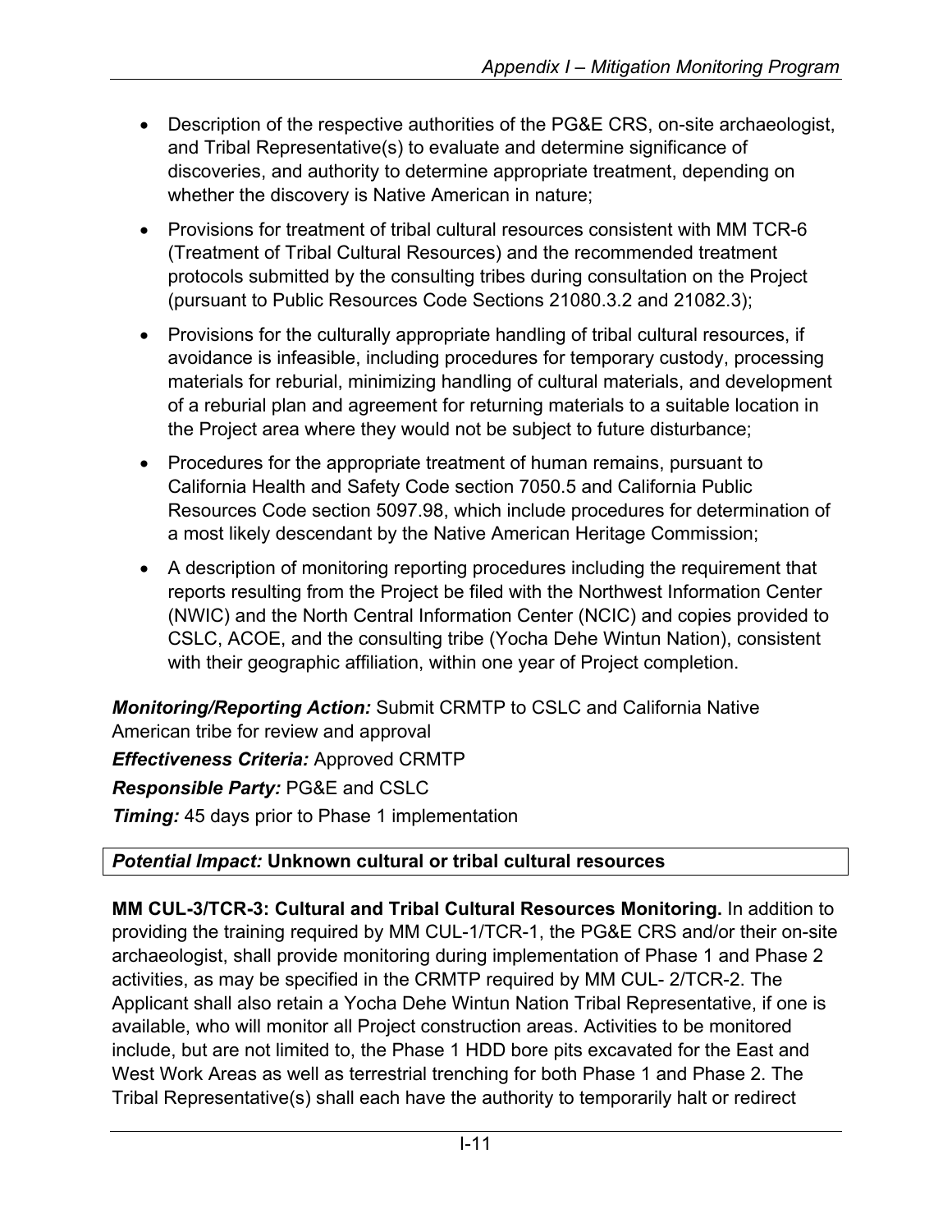- Description of the respective authorities of the PG&E CRS, on-site archaeologist, and Tribal Representative(s) to evaluate and determine significance of discoveries, and authority to determine appropriate treatment, depending on whether the discovery is Native American in nature;
- Provisions for treatment of tribal cultural resources consistent with MM TCR-6 (Treatment of Tribal Cultural Resources) and the recommended treatment protocols submitted by the consulting tribes during consultation on the Project (pursuant to Public Resources Code Sections 21080.3.2 and 21082.3);
- Provisions for the culturally appropriate handling of tribal cultural resources, if avoidance is infeasible, including procedures for temporary custody, processing materials for reburial, minimizing handling of cultural materials, and development of a reburial plan and agreement for returning materials to a suitable location in the Project area where they would not be subject to future disturbance;
- Procedures for the appropriate treatment of human remains, pursuant to California Health and Safety Code section 7050.5 and California Public Resources Code section 5097.98, which include procedures for determination of a most likely descendant by the Native American Heritage Commission;
- A description of monitoring reporting procedures including the requirement that reports resulting from the Project be filed with the Northwest Information Center (NWIC) and the North Central Information Center (NCIC) and copies provided to CSLC, ACOE, and the consulting tribe (Yocha Dehe Wintun Nation), consistent with their geographic affiliation, within one year of Project completion.

***Monitoring/Reporting Action:*** Submit CRMTP to CSLC and California Native American tribe for review and approval

***Effectiveness Criteria:*** Approved CRMTP

***Responsible Party:*** PG&E and CSLC

***Timing:*** 45 days prior to Phase 1 implementation

| *Potential Impact:* **Unknown cultural or tribal cultural resources** |
|---|

**MM CUL-3/TCR-3: Cultural and Tribal Cultural Resources Monitoring.** In addition to providing the training required by MM CUL-1/TCR-1, the PG&E CRS and/or their on-site archaeologist, shall provide monitoring during implementation of Phase 1 and Phase 2 activities, as may be specified in the CRMTP required by MM CUL- 2/TCR-2. The Applicant shall also retain a Yocha Dehe Wintun Nation Tribal Representative, if one is available, who will monitor all Project construction areas. Activities to be monitored include, but are not limited to, the Phase 1 HDD bore pits excavated for the East and West Work Areas as well as terrestrial trenching for both Phase 1 and Phase 2. The Tribal Representative(s) shall each have the authority to temporarily halt or redirect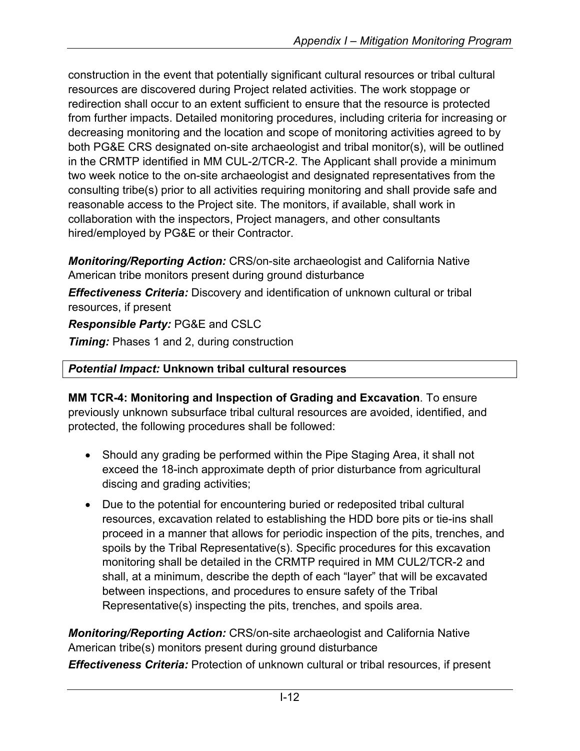construction in the event that potentially significant cultural resources or tribal cultural resources are discovered during Project related activities. The work stoppage or redirection shall occur to an extent sufficient to ensure that the resource is protected from further impacts. Detailed monitoring procedures, including criteria for increasing or decreasing monitoring and the location and scope of monitoring activities agreed to by both PG&E CRS designated on-site archaeologist and tribal monitor(s), will be outlined in the CRMTP identified in MM CUL-2/TCR-2. The Applicant shall provide a minimum two week notice to the on-site archaeologist and designated representatives from the consulting tribe(s) prior to all activities requiring monitoring and shall provide safe and reasonable access to the Project site. The monitors, if available, shall work in collaboration with the inspectors, Project managers, and other consultants hired/employed by PG&E or their Contractor.

***Monitoring/Reporting Action:*** CRS/on-site archaeologist and California Native American tribe monitors present during ground disturbance

***Effectiveness Criteria:*** Discovery and identification of unknown cultural or tribal resources, if present

***Responsible Party:*** PG&E and CSLC

***Timing:*** Phases 1 and 2, during construction

| ***Potential Impact:*** **Unknown tribal cultural resources** |
|---|

**MM TCR-4: Monitoring and Inspection of Grading and Excavation**. To ensure previously unknown subsurface tribal cultural resources are avoided, identified, and protected, the following procedures shall be followed:

- Should any grading be performed within the Pipe Staging Area, it shall not exceed the 18-inch approximate depth of prior disturbance from agricultural discing and grading activities;
- Due to the potential for encountering buried or redeposited tribal cultural resources, excavation related to establishing the HDD bore pits or tie-ins shall proceed in a manner that allows for periodic inspection of the pits, trenches, and spoils by the Tribal Representative(s). Specific procedures for this excavation monitoring shall be detailed in the CRMTP required in MM CUL2/TCR-2 and shall, at a minimum, describe the depth of each "layer" that will be excavated between inspections, and procedures to ensure safety of the Tribal Representative(s) inspecting the pits, trenches, and spoils area.

***Monitoring/Reporting Action:*** CRS/on-site archaeologist and California Native American tribe(s) monitors present during ground disturbance

***Effectiveness Criteria:*** Protection of unknown cultural or tribal resources, if present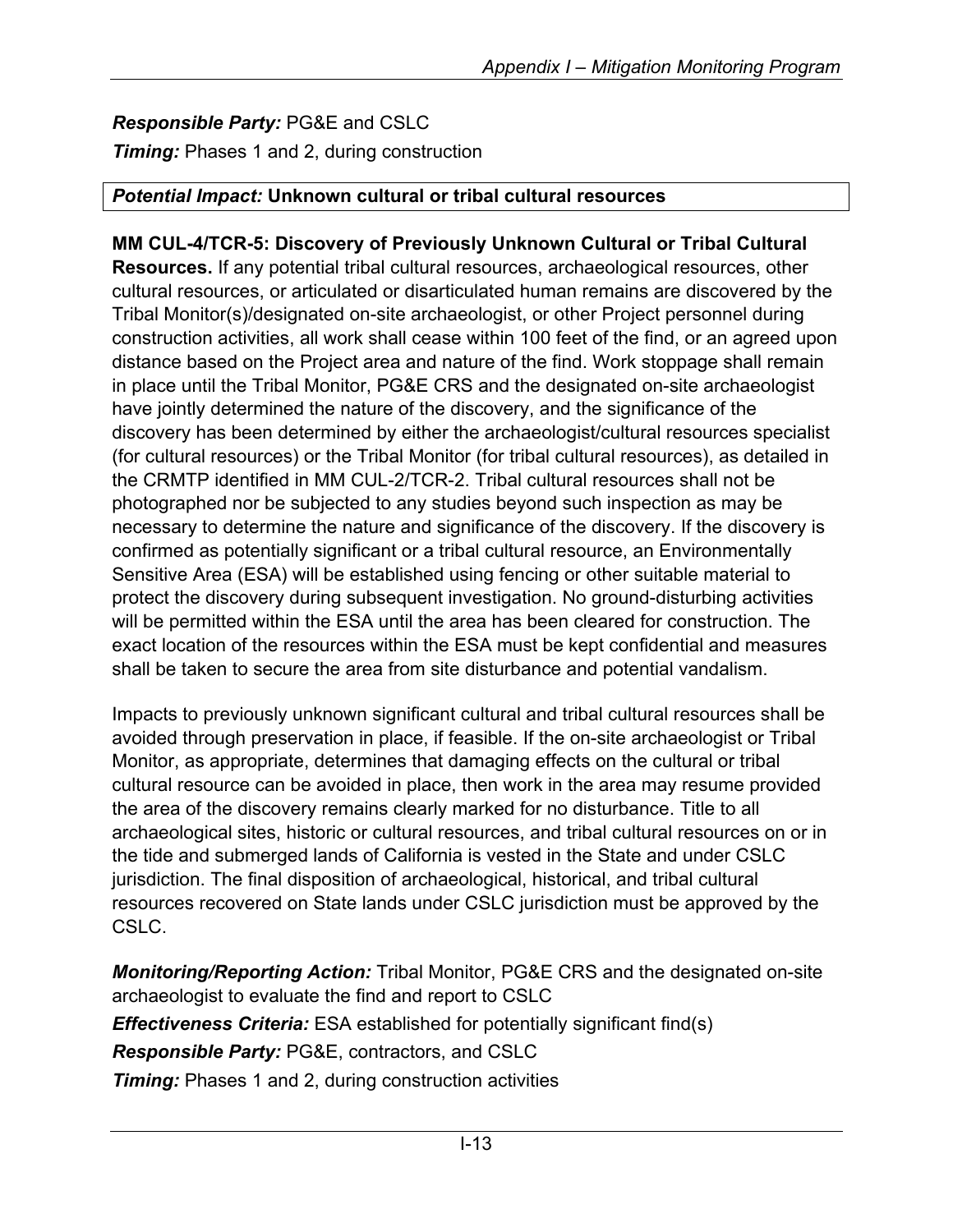***Responsible Party:*** PG&E and CSLC

***Timing:*** Phases 1 and 2, during construction

| ***Potential Impact:*** **Unknown cultural or tribal cultural resources** |
|---|

**MM CUL-4/TCR-5: Discovery of Previously Unknown Cultural or Tribal Cultural Resources.** If any potential tribal cultural resources, archaeological resources, other cultural resources, or articulated or disarticulated human remains are discovered by the Tribal Monitor(s)/designated on-site archaeologist, or other Project personnel during construction activities, all work shall cease within 100 feet of the find, or an agreed upon distance based on the Project area and nature of the find. Work stoppage shall remain in place until the Tribal Monitor, PG&E CRS and the designated on-site archaeologist have jointly determined the nature of the discovery, and the significance of the discovery has been determined by either the archaeologist/cultural resources specialist (for cultural resources) or the Tribal Monitor (for tribal cultural resources), as detailed in the CRMTP identified in MM CUL-2/TCR-2. Tribal cultural resources shall not be photographed nor be subjected to any studies beyond such inspection as may be necessary to determine the nature and significance of the discovery. If the discovery is confirmed as potentially significant or a tribal cultural resource, an Environmentally Sensitive Area (ESA) will be established using fencing or other suitable material to protect the discovery during subsequent investigation. No ground-disturbing activities will be permitted within the ESA until the area has been cleared for construction. The exact location of the resources within the ESA must be kept confidential and measures shall be taken to secure the area from site disturbance and potential vandalism.

Impacts to previously unknown significant cultural and tribal cultural resources shall be avoided through preservation in place, if feasible. If the on-site archaeologist or Tribal Monitor, as appropriate, determines that damaging effects on the cultural or tribal cultural resource can be avoided in place, then work in the area may resume provided the area of the discovery remains clearly marked for no disturbance. Title to all archaeological sites, historic or cultural resources, and tribal cultural resources on or in the tide and submerged lands of California is vested in the State and under CSLC jurisdiction. The final disposition of archaeological, historical, and tribal cultural resources recovered on State lands under CSLC jurisdiction must be approved by the CSLC.

***Monitoring/Reporting Action:*** Tribal Monitor, PG&E CRS and the designated on-site archaeologist to evaluate the find and report to CSLC

***Effectiveness Criteria:*** ESA established for potentially significant find(s)

***Responsible Party:*** PG&E, contractors, and CSLC

***Timing:*** Phases 1 and 2, during construction activities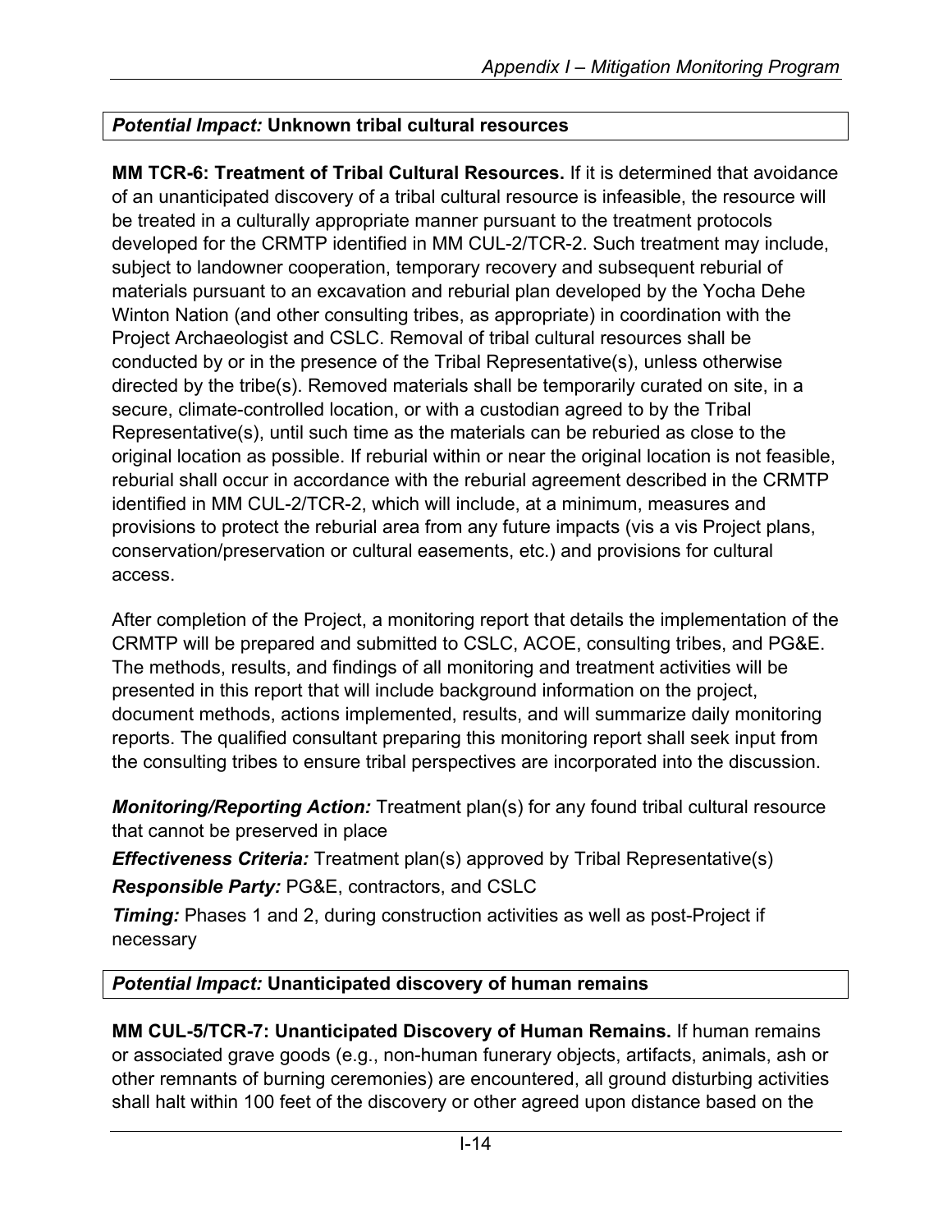***Potential Impact:* Unknown tribal cultural resources**

**MM TCR-6: Treatment of Tribal Cultural Resources.** If it is determined that avoidance of an unanticipated discovery of a tribal cultural resource is infeasible, the resource will be treated in a culturally appropriate manner pursuant to the treatment protocols developed for the CRMTP identified in MM CUL-2/TCR-2. Such treatment may include, subject to landowner cooperation, temporary recovery and subsequent reburial of materials pursuant to an excavation and reburial plan developed by the Yocha Dehe Winton Nation (and other consulting tribes, as appropriate) in coordination with the Project Archaeologist and CSLC. Removal of tribal cultural resources shall be conducted by or in the presence of the Tribal Representative(s), unless otherwise directed by the tribe(s). Removed materials shall be temporarily curated on site, in a secure, climate-controlled location, or with a custodian agreed to by the Tribal Representative(s), until such time as the materials can be reburied as close to the original location as possible. If reburial within or near the original location is not feasible, reburial shall occur in accordance with the reburial agreement described in the CRMTP identified in MM CUL-2/TCR-2, which will include, at a minimum, measures and provisions to protect the reburial area from any future impacts (vis a vis Project plans, conservation/preservation or cultural easements, etc.) and provisions for cultural access.

After completion of the Project, a monitoring report that details the implementation of the CRMTP will be prepared and submitted to CSLC, ACOE, consulting tribes, and PG&E. The methods, results, and findings of all monitoring and treatment activities will be presented in this report that will include background information on the project, document methods, actions implemented, results, and will summarize daily monitoring reports. The qualified consultant preparing this monitoring report shall seek input from the consulting tribes to ensure tribal perspectives are incorporated into the discussion.

***Monitoring/Reporting Action:*** Treatment plan(s) for any found tribal cultural resource that cannot be preserved in place

***Effectiveness Criteria:*** Treatment plan(s) approved by Tribal Representative(s)

***Responsible Party:*** PG&E, contractors, and CSLC

***Timing:*** Phases 1 and 2, during construction activities as well as post-Project if necessary

***Potential Impact:* Unanticipated discovery of human remains**

**MM CUL-5/TCR-7: Unanticipated Discovery of Human Remains.** If human remains or associated grave goods (e.g., non-human funerary objects, artifacts, animals, ash or other remnants of burning ceremonies) are encountered, all ground disturbing activities shall halt within 100 feet of the discovery or other agreed upon distance based on the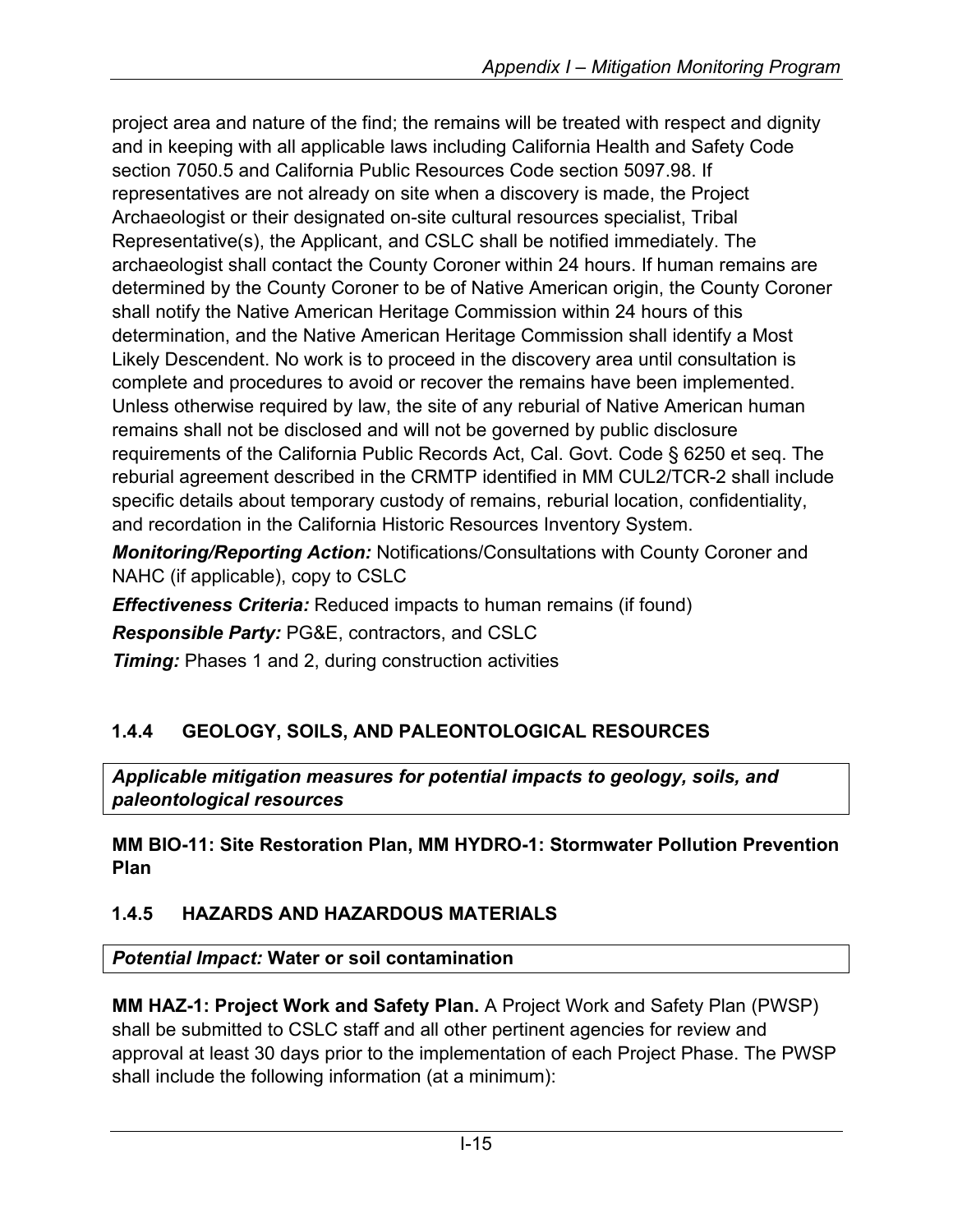project area and nature of the find; the remains will be treated with respect and dignity and in keeping with all applicable laws including California Health and Safety Code section 7050.5 and California Public Resources Code section 5097.98. If representatives are not already on site when a discovery is made, the Project Archaeologist or their designated on-site cultural resources specialist, Tribal Representative(s), the Applicant, and CSLC shall be notified immediately. The archaeologist shall contact the County Coroner within 24 hours. If human remains are determined by the County Coroner to be of Native American origin, the County Coroner shall notify the Native American Heritage Commission within 24 hours of this determination, and the Native American Heritage Commission shall identify a Most Likely Descendent. No work is to proceed in the discovery area until consultation is complete and procedures to avoid or recover the remains have been implemented. Unless otherwise required by law, the site of any reburial of Native American human remains shall not be disclosed and will not be governed by public disclosure requirements of the California Public Records Act, Cal. Govt. Code § 6250 et seq. The reburial agreement described in the CRMTP identified in MM CUL2/TCR-2 shall include specific details about temporary custody of remains, reburial location, confidentiality, and recordation in the California Historic Resources Inventory System.

***Monitoring/Reporting Action:*** Notifications/Consultations with County Coroner and NAHC (if applicable), copy to CSLC

***Effectiveness Criteria:*** Reduced impacts to human remains (if found)

***Responsible Party:*** PG&E, contractors, and CSLC

***Timing:*** Phases 1 and 2, during construction activities

### 1.4.4 GEOLOGY, SOILS, AND PALEONTOLOGICAL RESOURCES

***Applicable mitigation measures for potential impacts to geology, soils, and paleontological resources***

**MM BIO-11: Site Restoration Plan, MM HYDRO-1: Stormwater Pollution Prevention Plan**

### 1.4.5 HAZARDS AND HAZARDOUS MATERIALS

***Potential Impact:*** **Water or soil contamination**

**MM HAZ-1: Project Work and Safety Plan.** A Project Work and Safety Plan (PWSP) shall be submitted to CSLC staff and all other pertinent agencies for review and approval at least 30 days prior to the implementation of each Project Phase. The PWSP shall include the following information (at a minimum):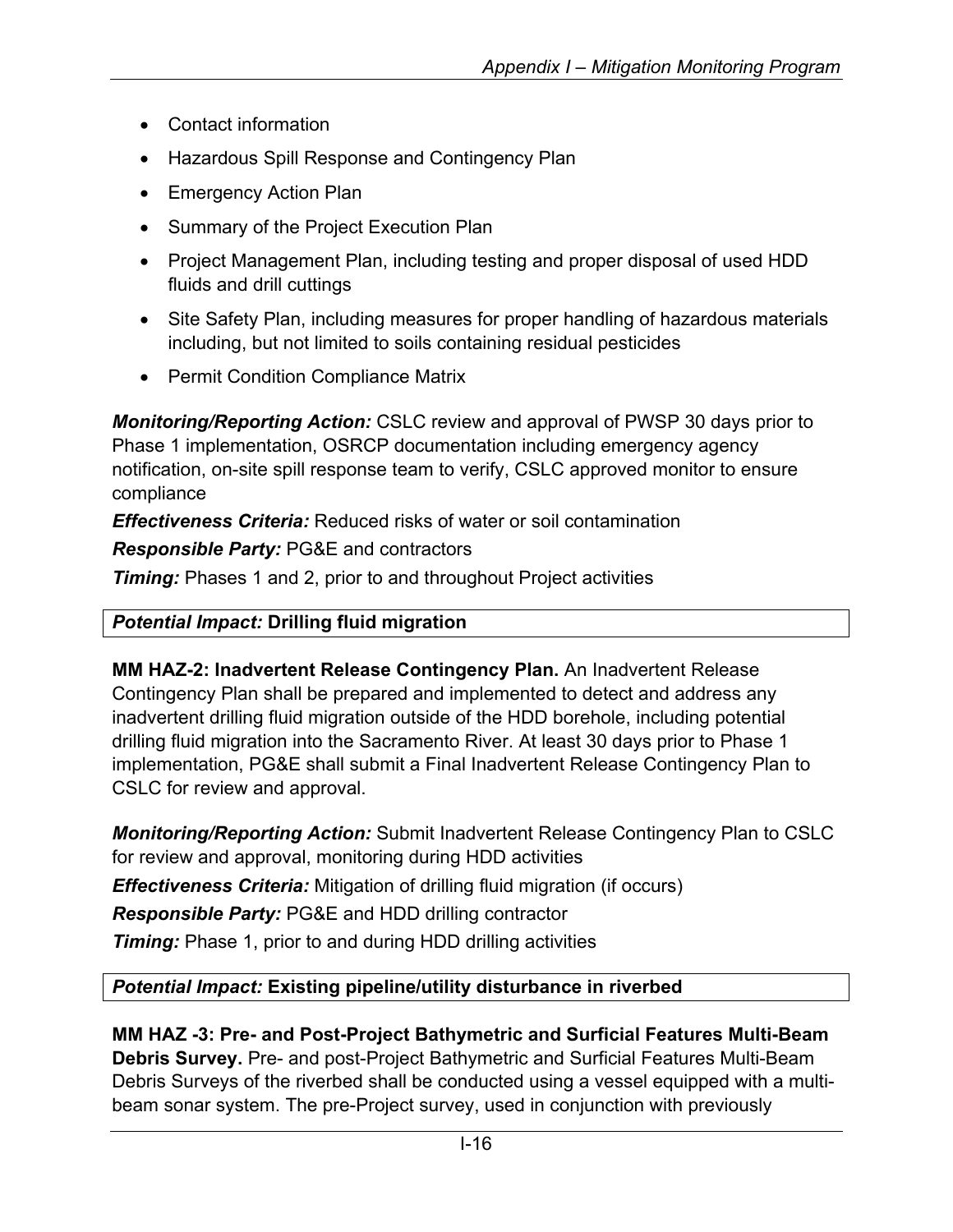- Contact information
- Hazardous Spill Response and Contingency Plan
- Emergency Action Plan
- Summary of the Project Execution Plan
- Project Management Plan, including testing and proper disposal of used HDD fluids and drill cuttings
- Site Safety Plan, including measures for proper handling of hazardous materials including, but not limited to soils containing residual pesticides
- Permit Condition Compliance Matrix

***Monitoring/Reporting Action:*** CSLC review and approval of PWSP 30 days prior to Phase 1 implementation, OSRCP documentation including emergency agency notification, on-site spill response team to verify, CSLC approved monitor to ensure compliance

***Effectiveness Criteria:*** Reduced risks of water or soil contamination

***Responsible Party:*** PG&E and contractors

***Timing:*** Phases 1 and 2, prior to and throughout Project activities

| ***Potential Impact:*** **Drilling fluid migration** |
|---|

**MM HAZ-2: Inadvertent Release Contingency Plan.** An Inadvertent Release Contingency Plan shall be prepared and implemented to detect and address any inadvertent drilling fluid migration outside of the HDD borehole, including potential drilling fluid migration into the Sacramento River. At least 30 days prior to Phase 1 implementation, PG&E shall submit a Final Inadvertent Release Contingency Plan to CSLC for review and approval.

***Monitoring/Reporting Action:*** Submit Inadvertent Release Contingency Plan to CSLC for review and approval, monitoring during HDD activities

***Effectiveness Criteria:*** Mitigation of drilling fluid migration (if occurs)

***Responsible Party:*** PG&E and HDD drilling contractor

***Timing:*** Phase 1, prior to and during HDD drilling activities

| ***Potential Impact:*** **Existing pipeline/utility disturbance in riverbed** |
|---|

**MM HAZ -3: Pre- and Post-Project Bathymetric and Surficial Features Multi-Beam Debris Survey.** Pre- and post-Project Bathymetric and Surficial Features Multi-Beam Debris Surveys of the riverbed shall be conducted using a vessel equipped with a multi-beam sonar system. The pre-Project survey, used in conjunction with previously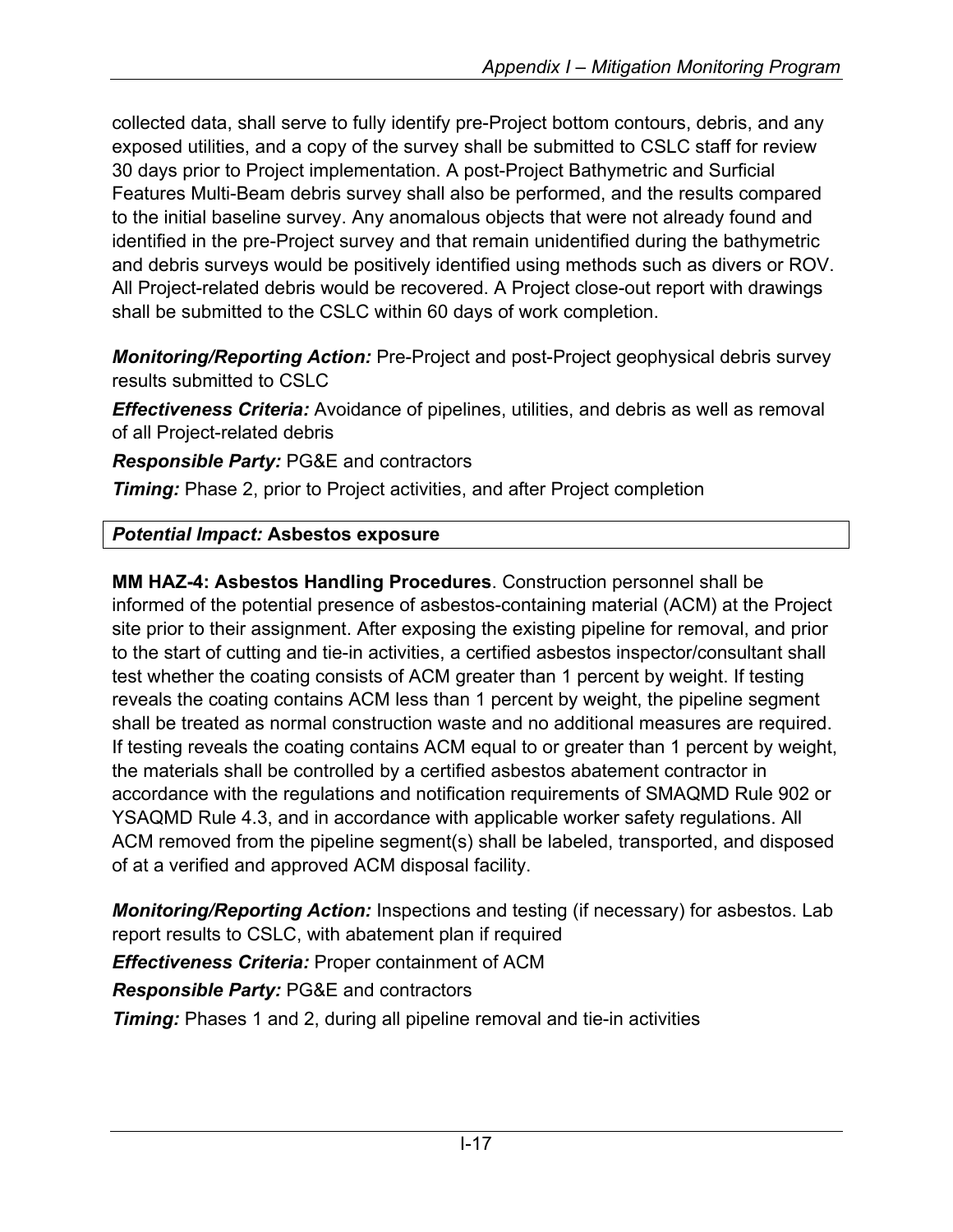collected data, shall serve to fully identify pre-Project bottom contours, debris, and any exposed utilities, and a copy of the survey shall be submitted to CSLC staff for review 30 days prior to Project implementation. A post-Project Bathymetric and Surficial Features Multi-Beam debris survey shall also be performed, and the results compared to the initial baseline survey. Any anomalous objects that were not already found and identified in the pre-Project survey and that remain unidentified during the bathymetric and debris surveys would be positively identified using methods such as divers or ROV. All Project-related debris would be recovered. A Project close-out report with drawings shall be submitted to the CSLC within 60 days of work completion.

***Monitoring/Reporting Action:*** Pre-Project and post-Project geophysical debris survey results submitted to CSLC

***Effectiveness Criteria:*** Avoidance of pipelines, utilities, and debris as well as removal of all Project-related debris

***Responsible Party:*** PG&E and contractors

***Timing:*** Phase 2, prior to Project activities, and after Project completion

| *Potential Impact:* **Asbestos exposure** |
|---|

**MM HAZ-4: Asbestos Handling Procedures**. Construction personnel shall be informed of the potential presence of asbestos-containing material (ACM) at the Project site prior to their assignment. After exposing the existing pipeline for removal, and prior to the start of cutting and tie-in activities, a certified asbestos inspector/consultant shall test whether the coating consists of ACM greater than 1 percent by weight. If testing reveals the coating contains ACM less than 1 percent by weight, the pipeline segment shall be treated as normal construction waste and no additional measures are required. If testing reveals the coating contains ACM equal to or greater than 1 percent by weight, the materials shall be controlled by a certified asbestos abatement contractor in accordance with the regulations and notification requirements of SMAQMD Rule 902 or YSAQMD Rule 4.3, and in accordance with applicable worker safety regulations. All ACM removed from the pipeline segment(s) shall be labeled, transported, and disposed of at a verified and approved ACM disposal facility.

***Monitoring/Reporting Action:*** Inspections and testing (if necessary) for asbestos. Lab report results to CSLC, with abatement plan if required

***Effectiveness Criteria:*** Proper containment of ACM

***Responsible Party:*** PG&E and contractors

***Timing:*** Phases 1 and 2, during all pipeline removal and tie-in activities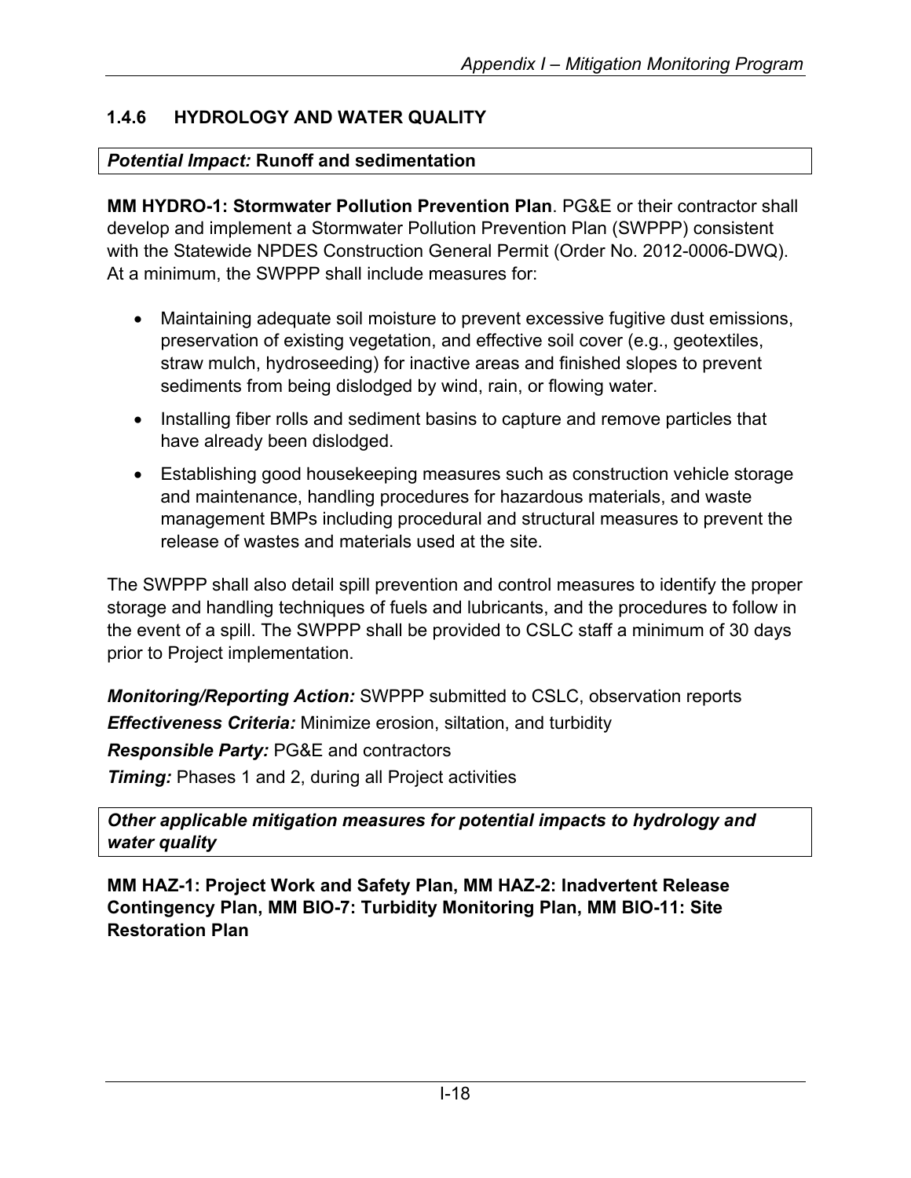### 1.4.6 HYDROLOGY AND WATER QUALITY

| *Potential Impact:* **Runoff and sedimentation** |
|---|

**MM HYDRO-1: Stormwater Pollution Prevention Plan**. PG&E or their contractor shall develop and implement a Stormwater Pollution Prevention Plan (SWPPP) consistent with the Statewide NPDES Construction General Permit (Order No. 2012-0006-DWQ). At a minimum, the SWPPP shall include measures for:

- Maintaining adequate soil moisture to prevent excessive fugitive dust emissions, preservation of existing vegetation, and effective soil cover (e.g., geotextiles, straw mulch, hydroseeding) for inactive areas and finished slopes to prevent sediments from being dislodged by wind, rain, or flowing water.
- Installing fiber rolls and sediment basins to capture and remove particles that have already been dislodged.
- Establishing good housekeeping measures such as construction vehicle storage and maintenance, handling procedures for hazardous materials, and waste management BMPs including procedural and structural measures to prevent the release of wastes and materials used at the site.

The SWPPP shall also detail spill prevention and control measures to identify the proper storage and handling techniques of fuels and lubricants, and the procedures to follow in the event of a spill. The SWPPP shall be provided to CSLC staff a minimum of 30 days prior to Project implementation.

***Monitoring/Reporting Action:*** SWPPP submitted to CSLC, observation reports

***Effectiveness Criteria:*** Minimize erosion, siltation, and turbidity

***Responsible Party:*** PG&E and contractors

***Timing:*** Phases 1 and 2, during all Project activities

| ***Other applicable mitigation measures for potential impacts to hydrology and water quality*** |
|---|

**MM HAZ-1: Project Work and Safety Plan, MM HAZ-2: Inadvertent Release Contingency Plan, MM BIO-7: Turbidity Monitoring Plan, MM BIO-11: Site Restoration Plan**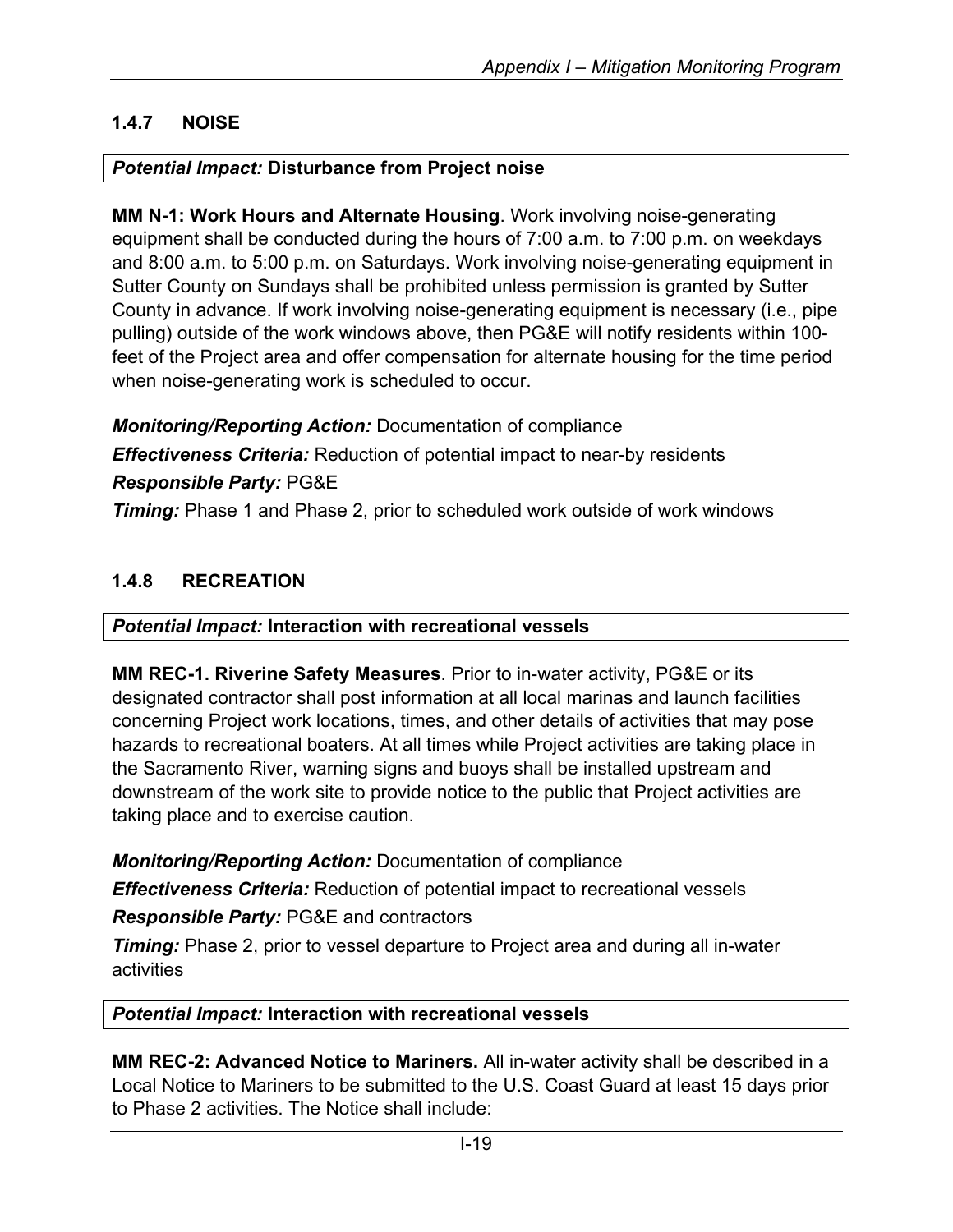### 1.4.7 NOISE

***Potential Impact:* Disturbance from Project noise**

**MM N-1: Work Hours and Alternate Housing**. Work involving noise-generating equipment shall be conducted during the hours of 7:00 a.m. to 7:00 p.m. on weekdays and 8:00 a.m. to 5:00 p.m. on Saturdays. Work involving noise-generating equipment in Sutter County on Sundays shall be prohibited unless permission is granted by Sutter County in advance. If work involving noise-generating equipment is necessary (i.e., pipe pulling) outside of the work windows above, then PG&E will notify residents within 100-feet of the Project area and offer compensation for alternate housing for the time period when noise-generating work is scheduled to occur.

***Monitoring/Reporting Action:*** Documentation of compliance

***Effectiveness Criteria:*** Reduction of potential impact to near-by residents

***Responsible Party:*** PG&E

***Timing:*** Phase 1 and Phase 2, prior to scheduled work outside of work windows

### 1.4.8 RECREATION

***Potential Impact:* Interaction with recreational vessels**

**MM REC-1. Riverine Safety Measures**. Prior to in-water activity, PG&E or its designated contractor shall post information at all local marinas and launch facilities concerning Project work locations, times, and other details of activities that may pose hazards to recreational boaters. At all times while Project activities are taking place in the Sacramento River, warning signs and buoys shall be installed upstream and downstream of the work site to provide notice to the public that Project activities are taking place and to exercise caution.

***Monitoring/Reporting Action:*** Documentation of compliance

***Effectiveness Criteria:*** Reduction of potential impact to recreational vessels

***Responsible Party:*** PG&E and contractors

***Timing:*** Phase 2, prior to vessel departure to Project area and during all in-water activities

***Potential Impact:* Interaction with recreational vessels**

**MM REC-2: Advanced Notice to Mariners.** All in-water activity shall be described in a Local Notice to Mariners to be submitted to the U.S. Coast Guard at least 15 days prior to Phase 2 activities. The Notice shall include: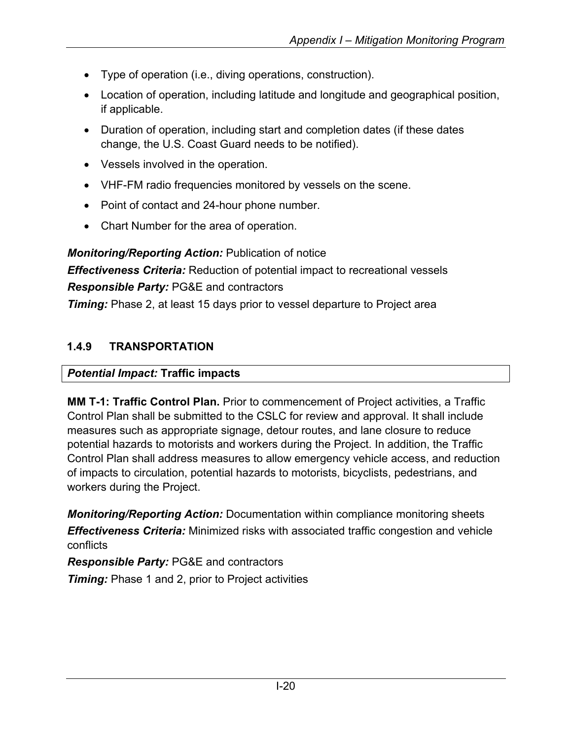- Type of operation (i.e., diving operations, construction).
- Location of operation, including latitude and longitude and geographical position, if applicable.
- Duration of operation, including start and completion dates (if these dates change, the U.S. Coast Guard needs to be notified).
- Vessels involved in the operation.
- VHF-FM radio frequencies monitored by vessels on the scene.
- Point of contact and 24-hour phone number.
- Chart Number for the area of operation.

***Monitoring/Reporting Action:*** Publication of notice
***Effectiveness Criteria:*** Reduction of potential impact to recreational vessels
***Responsible Party:*** PG&E and contractors
***Timing:*** Phase 2, at least 15 days prior to vessel departure to Project area

### 1.4.9 TRANSPORTATION

***Potential Impact:*** **Traffic impacts**

**MM T-1: Traffic Control Plan.** Prior to commencement of Project activities, a Traffic Control Plan shall be submitted to the CSLC for review and approval. It shall include measures such as appropriate signage, detour routes, and lane closure to reduce potential hazards to motorists and workers during the Project. In addition, the Traffic Control Plan shall address measures to allow emergency vehicle access, and reduction of impacts to circulation, potential hazards to motorists, bicyclists, pedestrians, and workers during the Project.

***Monitoring/Reporting Action:*** Documentation within compliance monitoring sheets
***Effectiveness Criteria:*** Minimized risks with associated traffic congestion and vehicle conflicts
***Responsible Party:*** PG&E and contractors
***Timing:*** Phase 1 and 2, prior to Project activities